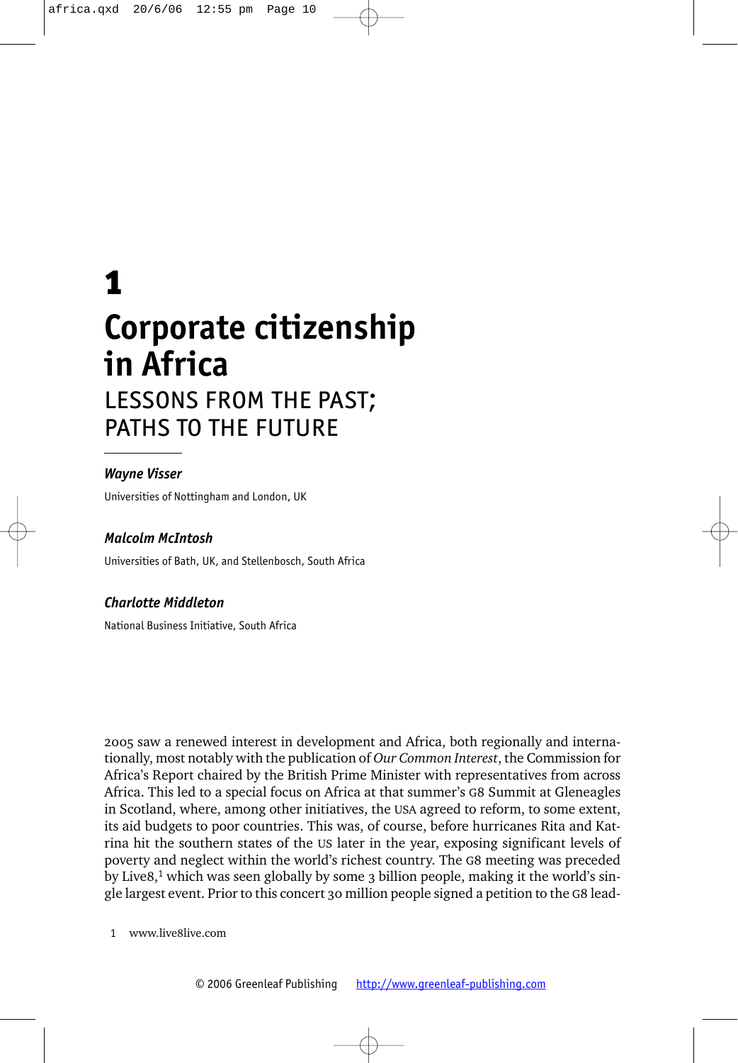# 1

# Corporate citizenship in Africa

## LESSONS FROM THE PAST; PATHS TO THE FUTURE

***Wayne Visser***

Universities of Nottingham and London, UK

***Malcolm McIntosh***

Universities of Bath, UK, and Stellenbosch, South Africa

***Charlotte Middleton***

National Business Initiative, South Africa

2005 saw a renewed interest in development and Africa, both regionally and internationally, most notably with the publication of *Our Common Interest*, the Commission for Africa's Report chaired by the British Prime Minister with representatives from across Africa. This led to a special focus on Africa at that summer's G8 Summit at Gleneagles in Scotland, where, among other initiatives, the USA agreed to reform, to some extent, its aid budgets to poor countries. This was, of course, before hurricanes Rita and Katrina hit the southern states of the US later in the year, exposing significant levels of poverty and neglect within the world's richest country. The G8 meeting was preceded by Live8,[1] which was seen globally by some 3 billion people, making it the world's single largest event. Prior to this concert 30 million people signed a petition to the G8 lead-

1 www.live8live.com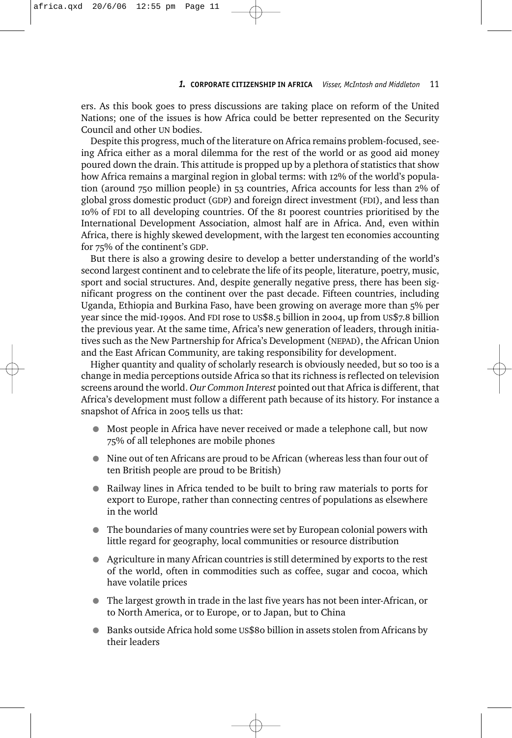ers. As this book goes to press discussions are taking place on reform of the United Nations; one of the issues is how Africa could be better represented on the Security Council and other UN bodies.

Despite this progress, much of the literature on Africa remains problem-focused, seeing Africa either as a moral dilemma for the rest of the world or as good aid money poured down the drain. This attitude is propped up by a plethora of statistics that show how Africa remains a marginal region in global terms: with 12% of the world's population (around 750 million people) in 53 countries, Africa accounts for less than 2% of global gross domestic product (GDP) and foreign direct investment (FDI), and less than 10% of FDI to all developing countries. Of the 81 poorest countries prioritised by the International Development Association, almost half are in Africa. And, even within Africa, there is highly skewed development, with the largest ten economies accounting for 75% of the continent's GDP.

But there is also a growing desire to develop a better understanding of the world's second largest continent and to celebrate the life of its people, literature, poetry, music, sport and social structures. And, despite generally negative press, there has been significant progress on the continent over the past decade. Fifteen countries, including Uganda, Ethiopia and Burkina Faso, have been growing on average more than 5% per year since the mid-1990s. And FDI rose to US$8.5 billion in 2004, up from US$7.8 billion the previous year. At the same time, Africa's new generation of leaders, through initiatives such as the New Partnership for Africa's Development (NEPAD), the African Union and the East African Community, are taking responsibility for development.

Higher quantity and quality of scholarly research is obviously needed, but so too is a change in media perceptions outside Africa so that its richness is reflected on television screens around the world. *Our Common Interest* pointed out that Africa is different, that Africa's development must follow a different path because of its history. For instance a snapshot of Africa in 2005 tells us that:

- Most people in Africa have never received or made a telephone call, but now 75% of all telephones are mobile phones
- Nine out of ten Africans are proud to be African (whereas less than four out of ten British people are proud to be British)
- Railway lines in Africa tended to be built to bring raw materials to ports for export to Europe, rather than connecting centres of populations as elsewhere in the world
- The boundaries of many countries were set by European colonial powers with little regard for geography, local communities or resource distribution
- Agriculture in many African countries is still determined by exports to the rest of the world, often in commodities such as coffee, sugar and cocoa, which have volatile prices
- The largest growth in trade in the last five years has not been inter-African, or to North America, or to Europe, or to Japan, but to China
- Banks outside Africa hold some US$80 billion in assets stolen from Africans by their leaders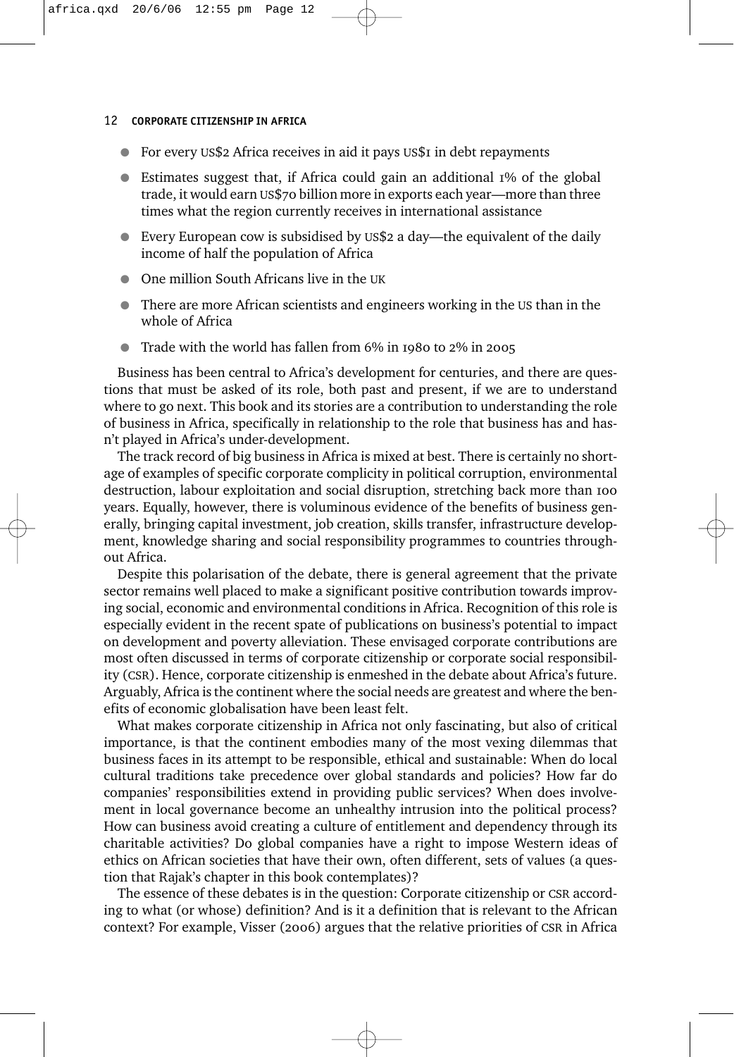- For every US$2 Africa receives in aid it pays US$1 in debt repayments
- Estimates suggest that, if Africa could gain an additional 1% of the global trade, it would earn US$70 billion more in exports each year—more than three times what the region currently receives in international assistance
- Every European cow is subsidised by US$2 a day—the equivalent of the daily income of half the population of Africa
- One million South Africans live in the UK
- There are more African scientists and engineers working in the US than in the whole of Africa
- Trade with the world has fallen from 6% in 1980 to 2% in 2005

Business has been central to Africa's development for centuries, and there are questions that must be asked of its role, both past and present, if we are to understand where to go next. This book and its stories are a contribution to understanding the role of business in Africa, specifically in relationship to the role that business has and hasn't played in Africa's under-development.

The track record of big business in Africa is mixed at best. There is certainly no shortage of examples of specific corporate complicity in political corruption, environmental destruction, labour exploitation and social disruption, stretching back more than 100 years. Equally, however, there is voluminous evidence of the benefits of business generally, bringing capital investment, job creation, skills transfer, infrastructure development, knowledge sharing and social responsibility programmes to countries throughout Africa.

Despite this polarisation of the debate, there is general agreement that the private sector remains well placed to make a significant positive contribution towards improving social, economic and environmental conditions in Africa. Recognition of this role is especially evident in the recent spate of publications on business's potential to impact on development and poverty alleviation. These envisaged corporate contributions are most often discussed in terms of corporate citizenship or corporate social responsibility (CSR). Hence, corporate citizenship is enmeshed in the debate about Africa's future. Arguably, Africa is the continent where the social needs are greatest and where the benefits of economic globalisation have been least felt.

What makes corporate citizenship in Africa not only fascinating, but also of critical importance, is that the continent embodies many of the most vexing dilemmas that business faces in its attempt to be responsible, ethical and sustainable: When do local cultural traditions take precedence over global standards and policies? How far do companies' responsibilities extend in providing public services? When does involvement in local governance become an unhealthy intrusion into the political process? How can business avoid creating a culture of entitlement and dependency through its charitable activities? Do global companies have a right to impose Western ideas of ethics on African societies that have their own, often different, sets of values (a question that Rajak's chapter in this book contemplates)?

The essence of these debates is in the question: Corporate citizenship or CSR according to what (or whose) definition? And is it a definition that is relevant to the African context? For example, Visser (2006) argues that the relative priorities of CSR in Africa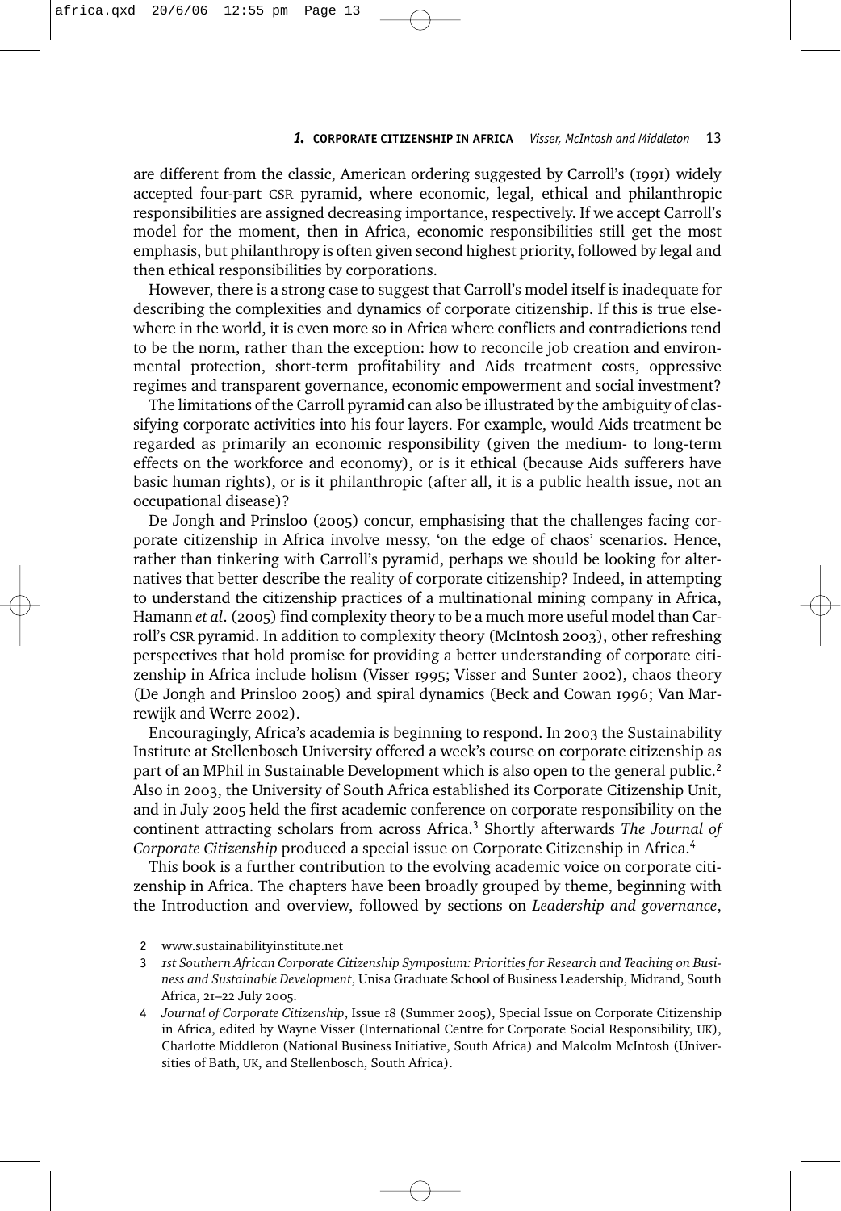are different from the classic, American ordering suggested by Carroll's (1991) widely accepted four-part CSR pyramid, where economic, legal, ethical and philanthropic responsibilities are assigned decreasing importance, respectively. If we accept Carroll's model for the moment, then in Africa, economic responsibilities still get the most emphasis, but philanthropy is often given second highest priority, followed by legal and then ethical responsibilities by corporations.

However, there is a strong case to suggest that Carroll's model itself is inadequate for describing the complexities and dynamics of corporate citizenship. If this is true elsewhere in the world, it is even more so in Africa where conflicts and contradictions tend to be the norm, rather than the exception: how to reconcile job creation and environmental protection, short-term profitability and Aids treatment costs, oppressive regimes and transparent governance, economic empowerment and social investment?

The limitations of the Carroll pyramid can also be illustrated by the ambiguity of classifying corporate activities into his four layers. For example, would Aids treatment be regarded as primarily an economic responsibility (given the medium- to long-term effects on the workforce and economy), or is it ethical (because Aids sufferers have basic human rights), or is it philanthropic (after all, it is a public health issue, not an occupational disease)?

De Jongh and Prinsloo (2005) concur, emphasising that the challenges facing corporate citizenship in Africa involve messy, 'on the edge of chaos' scenarios. Hence, rather than tinkering with Carroll's pyramid, perhaps we should be looking for alternatives that better describe the reality of corporate citizenship? Indeed, in attempting to understand the citizenship practices of a multinational mining company in Africa, Hamann *et al*. (2005) find complexity theory to be a much more useful model than Carroll's CSR pyramid. In addition to complexity theory (McIntosh 2003), other refreshing perspectives that hold promise for providing a better understanding of corporate citizenship in Africa include holism (Visser 1995; Visser and Sunter 2002), chaos theory (De Jongh and Prinsloo 2005) and spiral dynamics (Beck and Cowan 1996; Van Marrewijk and Werre 2002).

Encouragingly, Africa's academia is beginning to respond. In 2003 the Sustainability Institute at Stellenbosch University offered a week's course on corporate citizenship as part of an MPhil in Sustainable Development which is also open to the general public.[2] Also in 2003, the University of South Africa established its Corporate Citizenship Unit, and in July 2005 held the first academic conference on corporate responsibility on the continent attracting scholars from across Africa.[3] Shortly afterwards *The Journal of Corporate Citizenship* produced a special issue on Corporate Citizenship in Africa.[4]

This book is a further contribution to the evolving academic voice on corporate citizenship in Africa. The chapters have been broadly grouped by theme, beginning with the Introduction and overview, followed by sections on *Leadership and governance*,

2 www.sustainabilityinstitute.net

3 *1st Southern African Corporate Citizenship Symposium: Priorities for Research and Teaching on Business and Sustainable Development*, Unisa Graduate School of Business Leadership, Midrand, South Africa, 21–22 July 2005.

4 *Journal of Corporate Citizenship*, Issue 18 (Summer 2005), Special Issue on Corporate Citizenship in Africa, edited by Wayne Visser (International Centre for Corporate Social Responsibility, UK), Charlotte Middleton (National Business Initiative, South Africa) and Malcolm McIntosh (Universities of Bath, UK, and Stellenbosch, South Africa).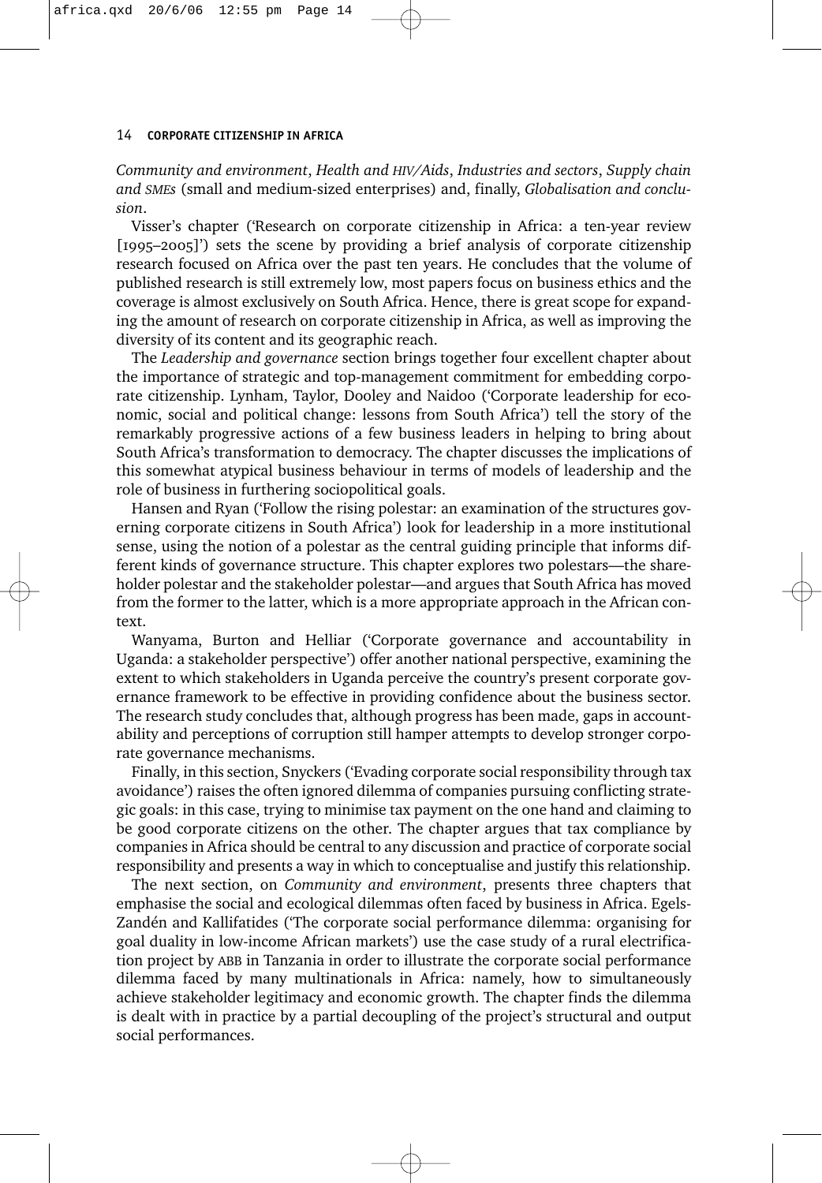*Community and environment*, *Health and HIV/Aids*, *Industries and sectors*, *Supply chain and SMEs* (small and medium-sized enterprises) and, finally, *Globalisation and conclusion*.

Visser's chapter ('Research on corporate citizenship in Africa: a ten-year review [1995–2005]') sets the scene by providing a brief analysis of corporate citizenship research focused on Africa over the past ten years. He concludes that the volume of published research is still extremely low, most papers focus on business ethics and the coverage is almost exclusively on South Africa. Hence, there is great scope for expanding the amount of research on corporate citizenship in Africa, as well as improving the diversity of its content and its geographic reach.

The *Leadership and governance* section brings together four excellent chapter about the importance of strategic and top-management commitment for embedding corporate citizenship. Lynham, Taylor, Dooley and Naidoo ('Corporate leadership for economic, social and political change: lessons from South Africa') tell the story of the remarkably progressive actions of a few business leaders in helping to bring about South Africa's transformation to democracy. The chapter discusses the implications of this somewhat atypical business behaviour in terms of models of leadership and the role of business in furthering sociopolitical goals.

Hansen and Ryan ('Follow the rising polestar: an examination of the structures governing corporate citizens in South Africa') look for leadership in a more institutional sense, using the notion of a polestar as the central guiding principle that informs different kinds of governance structure. This chapter explores two polestars—the shareholder polestar and the stakeholder polestar—and argues that South Africa has moved from the former to the latter, which is a more appropriate approach in the African context.

Wanyama, Burton and Helliar ('Corporate governance and accountability in Uganda: a stakeholder perspective') offer another national perspective, examining the extent to which stakeholders in Uganda perceive the country's present corporate governance framework to be effective in providing confidence about the business sector. The research study concludes that, although progress has been made, gaps in accountability and perceptions of corruption still hamper attempts to develop stronger corporate governance mechanisms.

Finally, in this section, Snyckers ('Evading corporate social responsibility through tax avoidance') raises the often ignored dilemma of companies pursuing conflicting strategic goals: in this case, trying to minimise tax payment on the one hand and claiming to be good corporate citizens on the other. The chapter argues that tax compliance by companies in Africa should be central to any discussion and practice of corporate social responsibility and presents a way in which to conceptualise and justify this relationship.

The next section, on *Community and environment*, presents three chapters that emphasise the social and ecological dilemmas often faced by business in Africa. Egels-Zandén and Kallifatides ('The corporate social performance dilemma: organising for goal duality in low-income African markets') use the case study of a rural electrification project by ABB in Tanzania in order to illustrate the corporate social performance dilemma faced by many multinationals in Africa: namely, how to simultaneously achieve stakeholder legitimacy and economic growth. The chapter finds the dilemma is dealt with in practice by a partial decoupling of the project's structural and output social performances.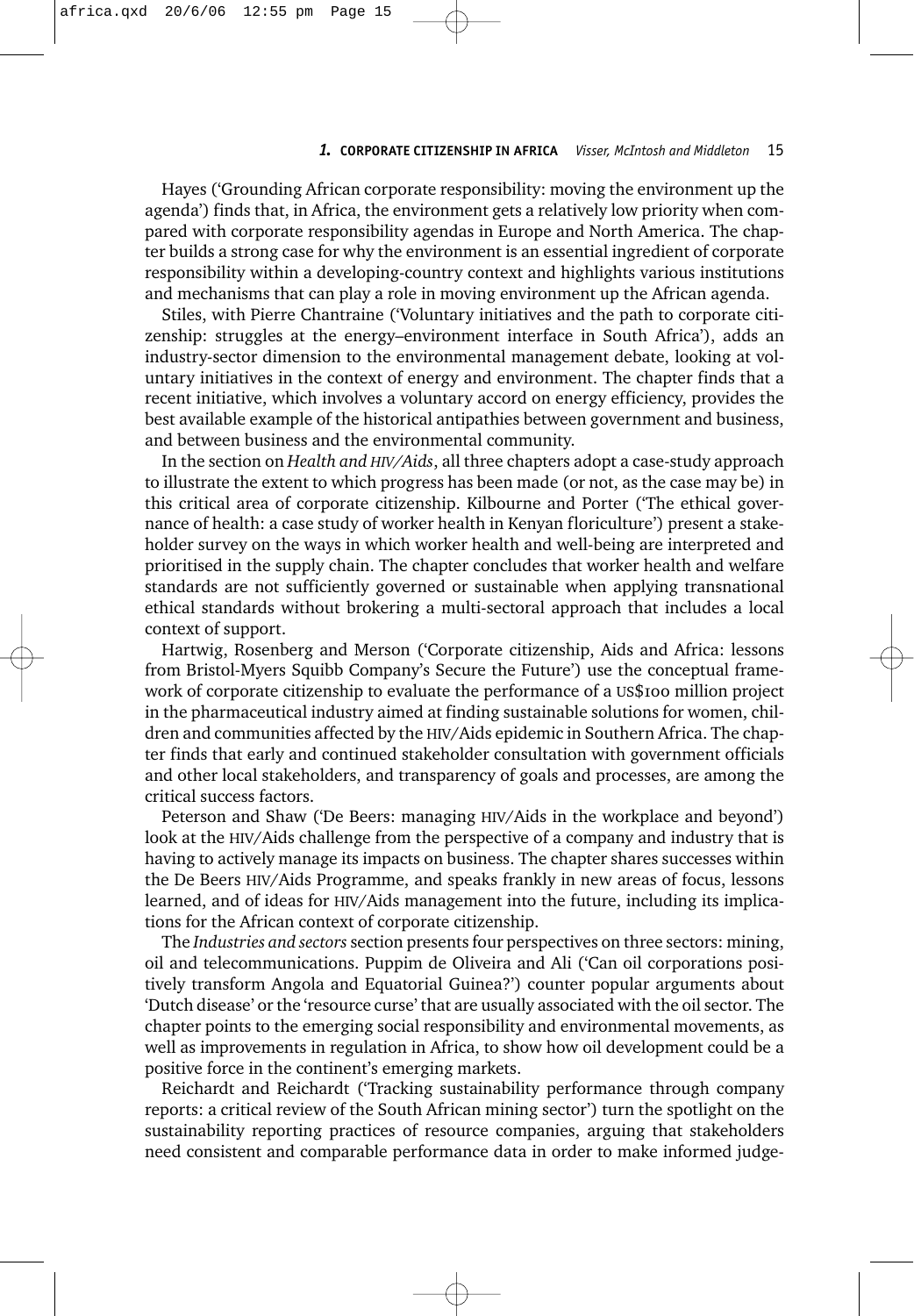Hayes ('Grounding African corporate responsibility: moving the environment up the agenda') finds that, in Africa, the environment gets a relatively low priority when compared with corporate responsibility agendas in Europe and North America. The chapter builds a strong case for why the environment is an essential ingredient of corporate responsibility within a developing-country context and highlights various institutions and mechanisms that can play a role in moving environment up the African agenda.

Stiles, with Pierre Chantraine ('Voluntary initiatives and the path to corporate citizenship: struggles at the energy–environment interface in South Africa'), adds an industry-sector dimension to the environmental management debate, looking at voluntary initiatives in the context of energy and environment. The chapter finds that a recent initiative, which involves a voluntary accord on energy efficiency, provides the best available example of the historical antipathies between government and business, and between business and the environmental community.

In the section on *Health and HIV/Aids*, all three chapters adopt a case-study approach to illustrate the extent to which progress has been made (or not, as the case may be) in this critical area of corporate citizenship. Kilbourne and Porter ('The ethical governance of health: a case study of worker health in Kenyan floriculture') present a stakeholder survey on the ways in which worker health and well-being are interpreted and prioritised in the supply chain. The chapter concludes that worker health and welfare standards are not sufficiently governed or sustainable when applying transnational ethical standards without brokering a multi-sectoral approach that includes a local context of support.

Hartwig, Rosenberg and Merson ('Corporate citizenship, Aids and Africa: lessons from Bristol-Myers Squibb Company's Secure the Future') use the conceptual framework of corporate citizenship to evaluate the performance of a US$100 million project in the pharmaceutical industry aimed at finding sustainable solutions for women, children and communities affected by the HIV/Aids epidemic in Southern Africa. The chapter finds that early and continued stakeholder consultation with government officials and other local stakeholders, and transparency of goals and processes, are among the critical success factors.

Peterson and Shaw ('De Beers: managing HIV/Aids in the workplace and beyond') look at the HIV/Aids challenge from the perspective of a company and industry that is having to actively manage its impacts on business. The chapter shares successes within the De Beers HIV/Aids Programme, and speaks frankly in new areas of focus, lessons learned, and of ideas for HIV/Aids management into the future, including its implications for the African context of corporate citizenship.

The *Industries and sectors* section presents four perspectives on three sectors: mining, oil and telecommunications. Puppim de Oliveira and Ali ('Can oil corporations positively transform Angola and Equatorial Guinea?') counter popular arguments about 'Dutch disease' or the 'resource curse' that are usually associated with the oil sector. The chapter points to the emerging social responsibility and environmental movements, as well as improvements in regulation in Africa, to show how oil development could be a positive force in the continent's emerging markets.

Reichardt and Reichardt ('Tracking sustainability performance through company reports: a critical review of the South African mining sector') turn the spotlight on the sustainability reporting practices of resource companies, arguing that stakeholders need consistent and comparable performance data in order to make informed judge-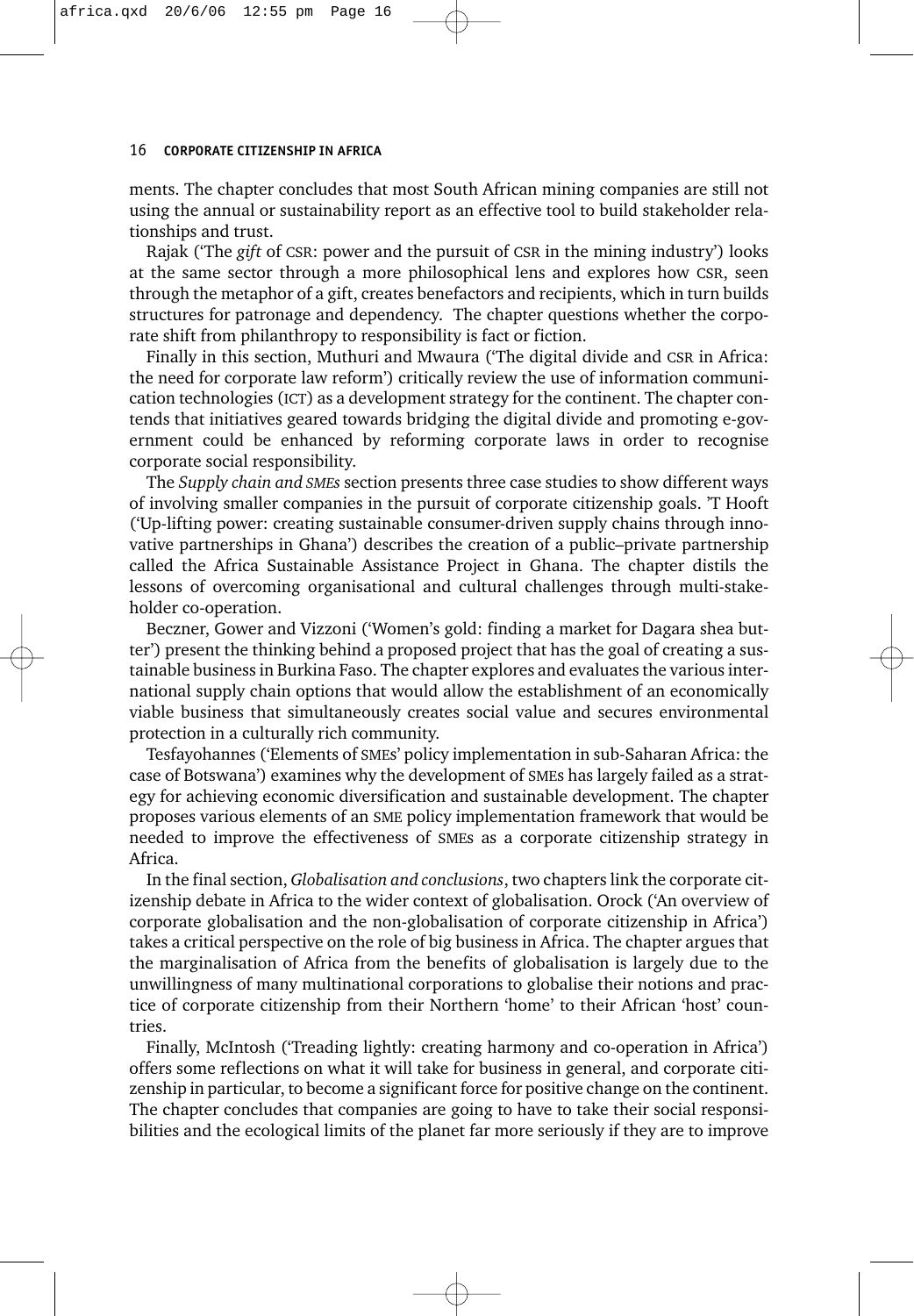ments. The chapter concludes that most South African mining companies are still not using the annual or sustainability report as an effective tool to build stakeholder relationships and trust.

Rajak ('The *gift* of CSR: power and the pursuit of CSR in the mining industry') looks at the same sector through a more philosophical lens and explores how CSR, seen through the metaphor of a gift, creates benefactors and recipients, which in turn builds structures for patronage and dependency. The chapter questions whether the corporate shift from philanthropy to responsibility is fact or fiction.

Finally in this section, Muthuri and Mwaura ('The digital divide and CSR in Africa: the need for corporate law reform') critically review the use of information communication technologies (ICT) as a development strategy for the continent. The chapter contends that initiatives geared towards bridging the digital divide and promoting e-government could be enhanced by reforming corporate laws in order to recognise corporate social responsibility.

The *Supply chain and SMEs* section presents three case studies to show different ways of involving smaller companies in the pursuit of corporate citizenship goals. 'T Hooft ('Up-lifting power: creating sustainable consumer-driven supply chains through innovative partnerships in Ghana') describes the creation of a public–private partnership called the Africa Sustainable Assistance Project in Ghana. The chapter distils the lessons of overcoming organisational and cultural challenges through multi-stakeholder co-operation.

Beczner, Gower and Vizzoni ('Women's gold: finding a market for Dagara shea butter') present the thinking behind a proposed project that has the goal of creating a sustainable business in Burkina Faso. The chapter explores and evaluates the various international supply chain options that would allow the establishment of an economically viable business that simultaneously creates social value and secures environmental protection in a culturally rich community.

Tesfayohannes ('Elements of SMEs' policy implementation in sub-Saharan Africa: the case of Botswana') examines why the development of SMEs has largely failed as a strategy for achieving economic diversification and sustainable development. The chapter proposes various elements of an SME policy implementation framework that would be needed to improve the effectiveness of SMEs as a corporate citizenship strategy in Africa.

In the final section, *Globalisation and conclusions*, two chapters link the corporate citizenship debate in Africa to the wider context of globalisation. Orock ('An overview of corporate globalisation and the non-globalisation of corporate citizenship in Africa') takes a critical perspective on the role of big business in Africa. The chapter argues that the marginalisation of Africa from the benefits of globalisation is largely due to the unwillingness of many multinational corporations to globalise their notions and practice of corporate citizenship from their Northern 'home' to their African 'host' countries.

Finally, McIntosh ('Treading lightly: creating harmony and co-operation in Africa') offers some reflections on what it will take for business in general, and corporate citizenship in particular, to become a significant force for positive change on the continent. The chapter concludes that companies are going to have to take their social responsibilities and the ecological limits of the planet far more seriously if they are to improve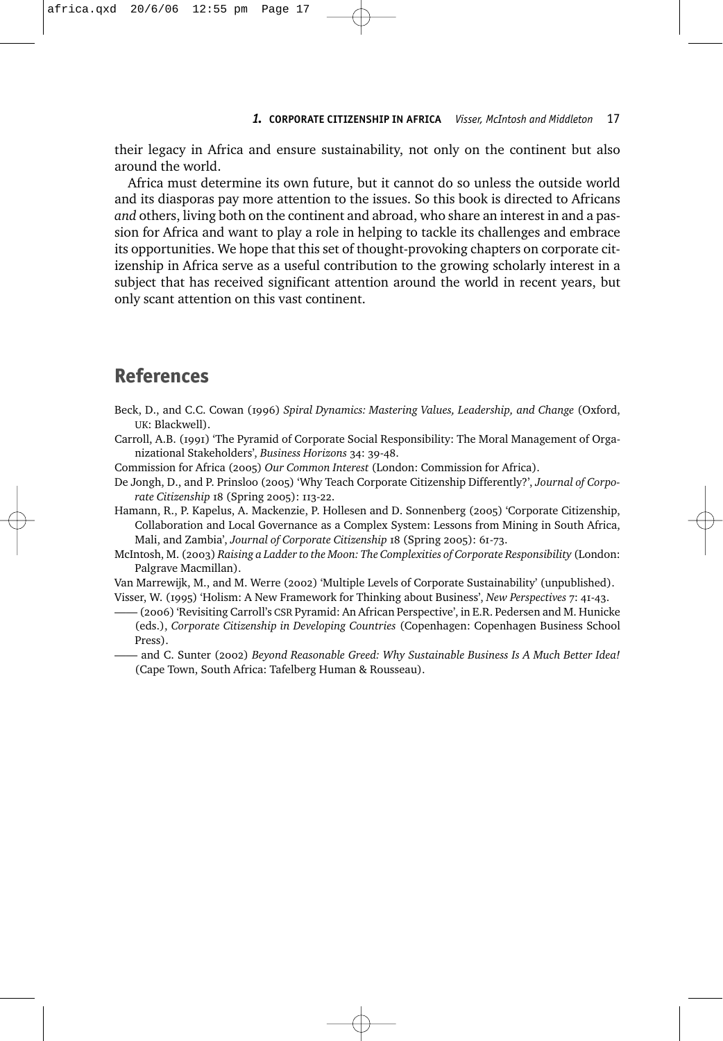their legacy in Africa and ensure sustainability, not only on the continent but also around the world.

Africa must determine its own future, but it cannot do so unless the outside world and its diasporas pay more attention to the issues. So this book is directed to Africans *and* others, living both on the continent and abroad, who share an interest in and a passion for Africa and want to play a role in helping to tackle its challenges and embrace its opportunities. We hope that this set of thought-provoking chapters on corporate citizenship in Africa serve as a useful contribution to the growing scholarly interest in a subject that has received significant attention around the world in recent years, but only scant attention on this vast continent.

## References

Beck, D., and C.C. Cowan (1996) *Spiral Dynamics: Mastering Values, Leadership, and Change* (Oxford, UK: Blackwell).

Carroll, A.B. (1991) 'The Pyramid of Corporate Social Responsibility: The Moral Management of Organizational Stakeholders', *Business Horizons* 34: 39-48.

Commission for Africa (2005) *Our Common Interest* (London: Commission for Africa).

De Jongh, D., and P. Prinsloo (2005) 'Why Teach Corporate Citizenship Differently?', *Journal of Corporate Citizenship* 18 (Spring 2005): 113-22.

Hamann, R., P. Kapelus, A. Mackenzie, P. Hollesen and D. Sonnenberg (2005) 'Corporate Citizenship, Collaboration and Local Governance as a Complex System: Lessons from Mining in South Africa, Mali, and Zambia', *Journal of Corporate Citizenship* 18 (Spring 2005): 61-73.

McIntosh, M. (2003) *Raising a Ladder to the Moon: The Complexities of Corporate Responsibility* (London: Palgrave Macmillan).

Van Marrewijk, M., and M. Werre (2002) 'Multiple Levels of Corporate Sustainability' (unpublished).

Visser, W. (1995) 'Holism: A New Framework for Thinking about Business', *New Perspectives* 7: 41-43.

—— (2006) 'Revisiting Carroll's CSR Pyramid: An African Perspective', in E.R. Pedersen and M. Hunicke (eds.), *Corporate Citizenship in Developing Countries* (Copenhagen: Copenhagen Business School Press).

—— and C. Sunter (2002) *Beyond Reasonable Greed: Why Sustainable Business Is A Much Better Idea!* (Cape Town, South Africa: Tafelberg Human & Rousseau).